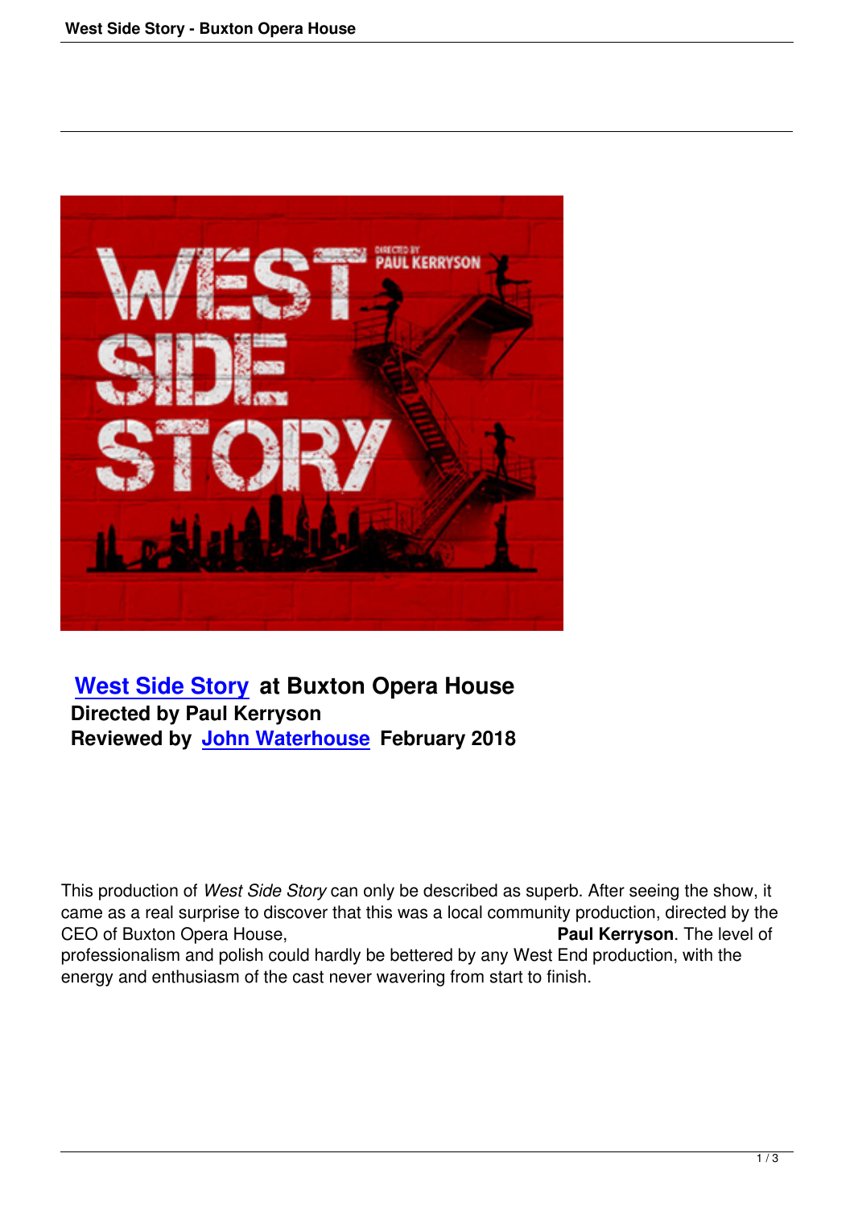## West Side Story at Buxton Opera House

**Directed by Paul Kerryson**
**Reviewed by John Waterhouse February 2018**

This production of *West Side Story* can only be described as superb. After seeing the show, it came as a real surprise to discover that this was a local community production, directed by the CEO of Buxton Opera House, **Paul Kerryson**. The level of professionalism and polish could hardly be bettered by any West End production, with the energy and enthusiasm of the cast never wavering from start to finish.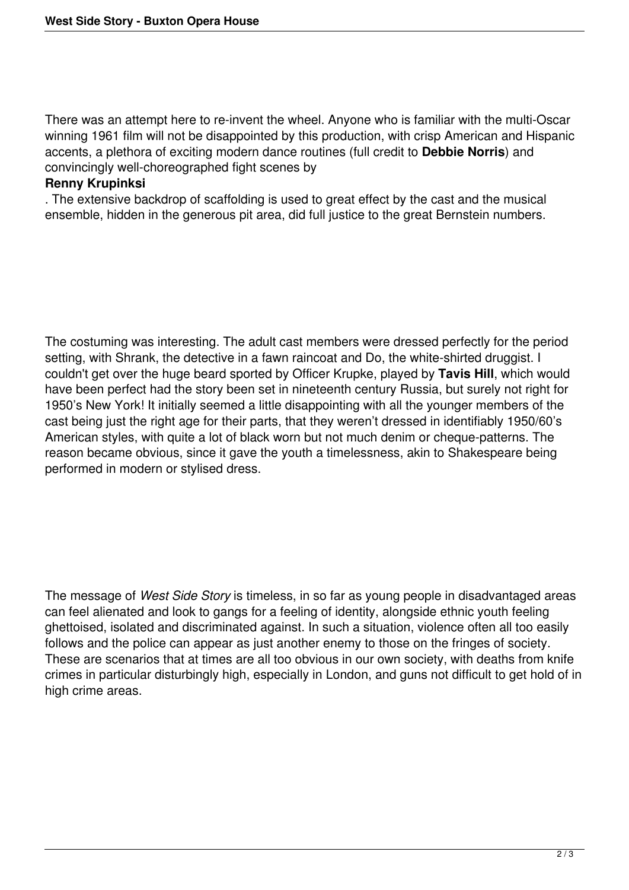There was an attempt here to re-invent the wheel. Anyone who is familiar with the multi-Oscar winning 1961 film will not be disappointed by this production, with crisp American and Hispanic accents, a plethora of exciting modern dance routines (full credit to **Debbie Norris**) and convincingly well-choreographed fight scenes by **Renny Krupinksi**. The extensive backdrop of scaffolding is used to great effect by the cast and the musical ensemble, hidden in the generous pit area, did full justice to the great Bernstein numbers.

The costuming was interesting. The adult cast members were dressed perfectly for the period setting, with Shrank, the detective in a fawn raincoat and Do, the white-shirted druggist. I couldn't get over the huge beard sported by Officer Krupke, played by **Tavis Hill**, which would have been perfect had the story been set in nineteenth century Russia, but surely not right for 1950's New York! It initially seemed a little disappointing with all the younger members of the cast being just the right age for their parts, that they weren't dressed in identifiably 1950/60's American styles, with quite a lot of black worn but not much denim or cheque-patterns. The reason became obvious, since it gave the youth a timelessness, akin to Shakespeare being performed in modern or stylised dress.

The message of *West Side Story* is timeless, in so far as young people in disadvantaged areas can feel alienated and look to gangs for a feeling of identity, alongside ethnic youth feeling ghettoised, isolated and discriminated against. In such a situation, violence often all too easily follows and the police can appear as just another enemy to those on the fringes of society. These are scenarios that at times are all too obvious in our own society, with deaths from knife crimes in particular disturbingly high, especially in London, and guns not difficult to get hold of in high crime areas.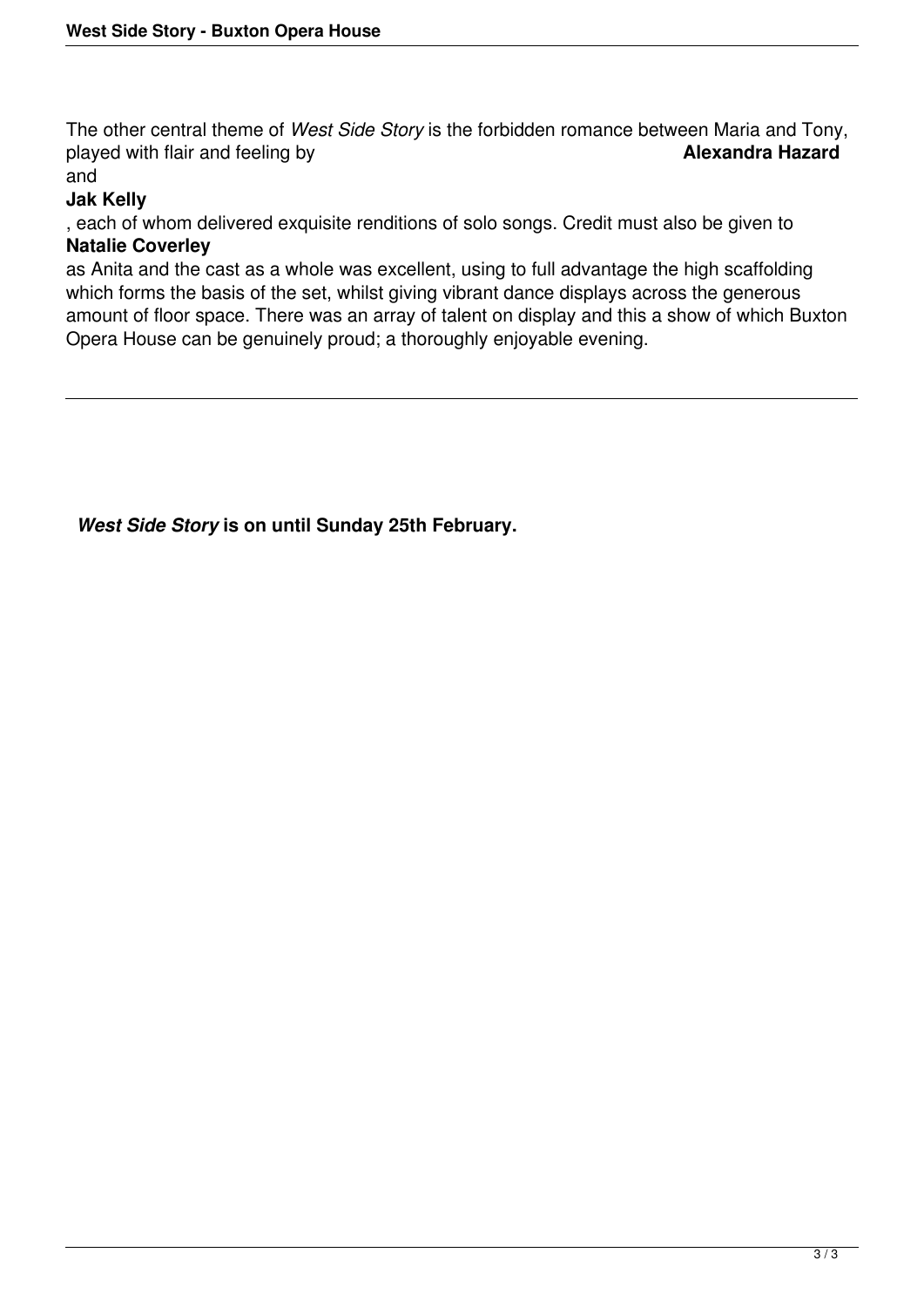The other central theme of *West Side Story* is the forbidden romance between Maria and Tony, played with flair and feeling by **Alexandra Hazard** and **Jak Kelly**, each of whom delivered exquisite renditions of solo songs. Credit must also be given to **Natalie Coverley** as Anita and the cast as a whole was excellent, using to full advantage the high scaffolding which forms the basis of the set, whilst giving vibrant dance displays across the generous amount of floor space. There was an array of talent on display and this a show of which Buxton Opera House can be genuinely proud; a thoroughly enjoyable evening.

---

***West Side Story* is on until Sunday 25th February.**